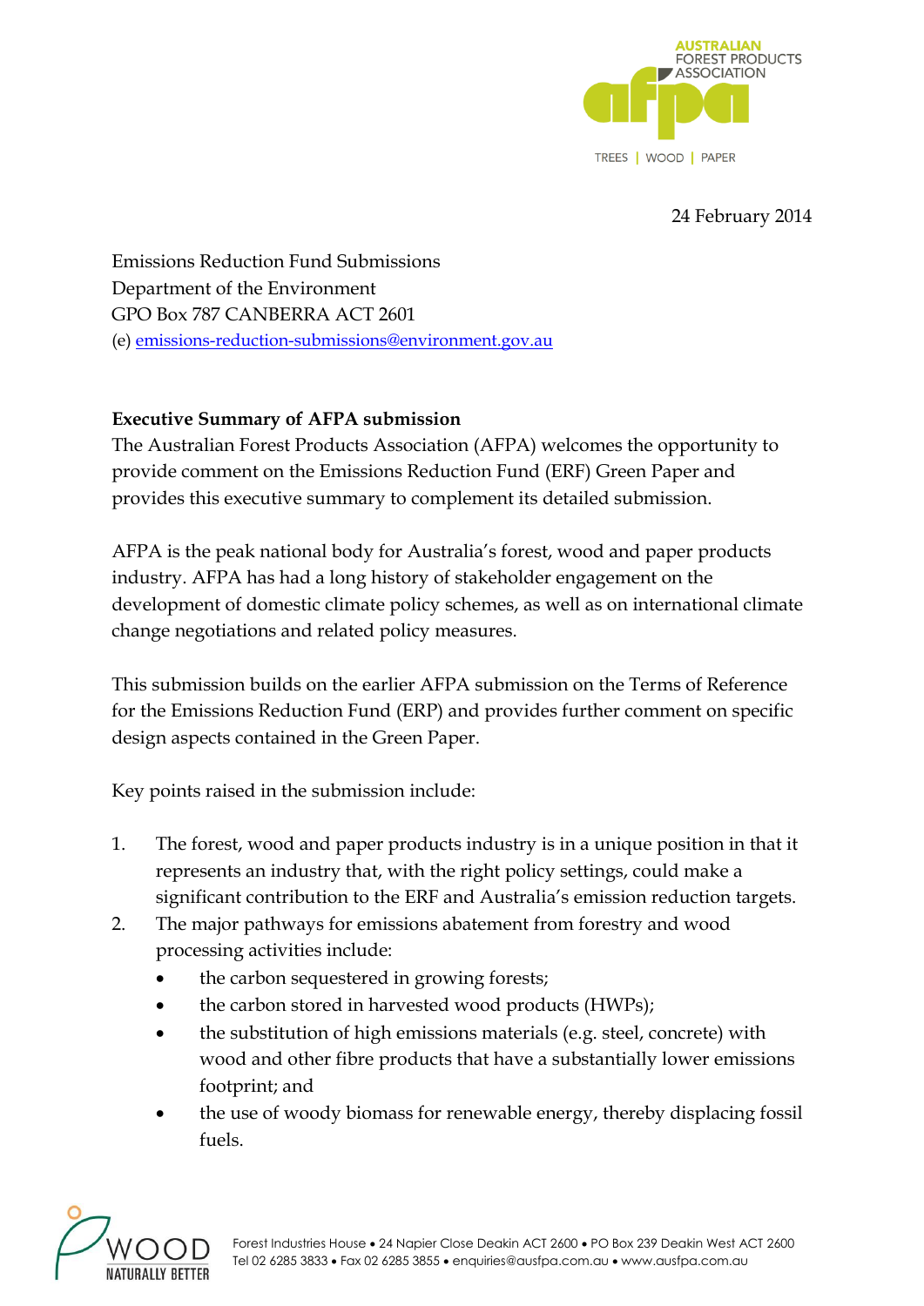24 February 2014

Emissions Reduction Fund Submissions
Department of the Environment
GPO Box 787 CANBERRA ACT 2601
(e) emissions-reduction-submissions@environment.gov.au

**Executive Summary of AFPA submission**

The Australian Forest Products Association (AFPA) welcomes the opportunity to provide comment on the Emissions Reduction Fund (ERF) Green Paper and provides this executive summary to complement its detailed submission.

AFPA is the peak national body for Australia's forest, wood and paper products industry. AFPA has had a long history of stakeholder engagement on the development of domestic climate policy schemes, as well as on international climate change negotiations and related policy measures.

This submission builds on the earlier AFPA submission on the Terms of Reference for the Emissions Reduction Fund (ERP) and provides further comment on specific design aspects contained in the Green Paper.

Key points raised in the submission include:

1. The forest, wood and paper products industry is in a unique position in that it represents an industry that, with the right policy settings, could make a significant contribution to the ERF and Australia's emission reduction targets.
2. The major pathways for emissions abatement from forestry and wood processing activities include:
   - the carbon sequestered in growing forests;
   - the carbon stored in harvested wood products (HWPs);
   - the substitution of high emissions materials (e.g. steel, concrete) with wood and other fibre products that have a substantially lower emissions footprint; and
   - the use of woody biomass for renewable energy, thereby displacing fossil fuels.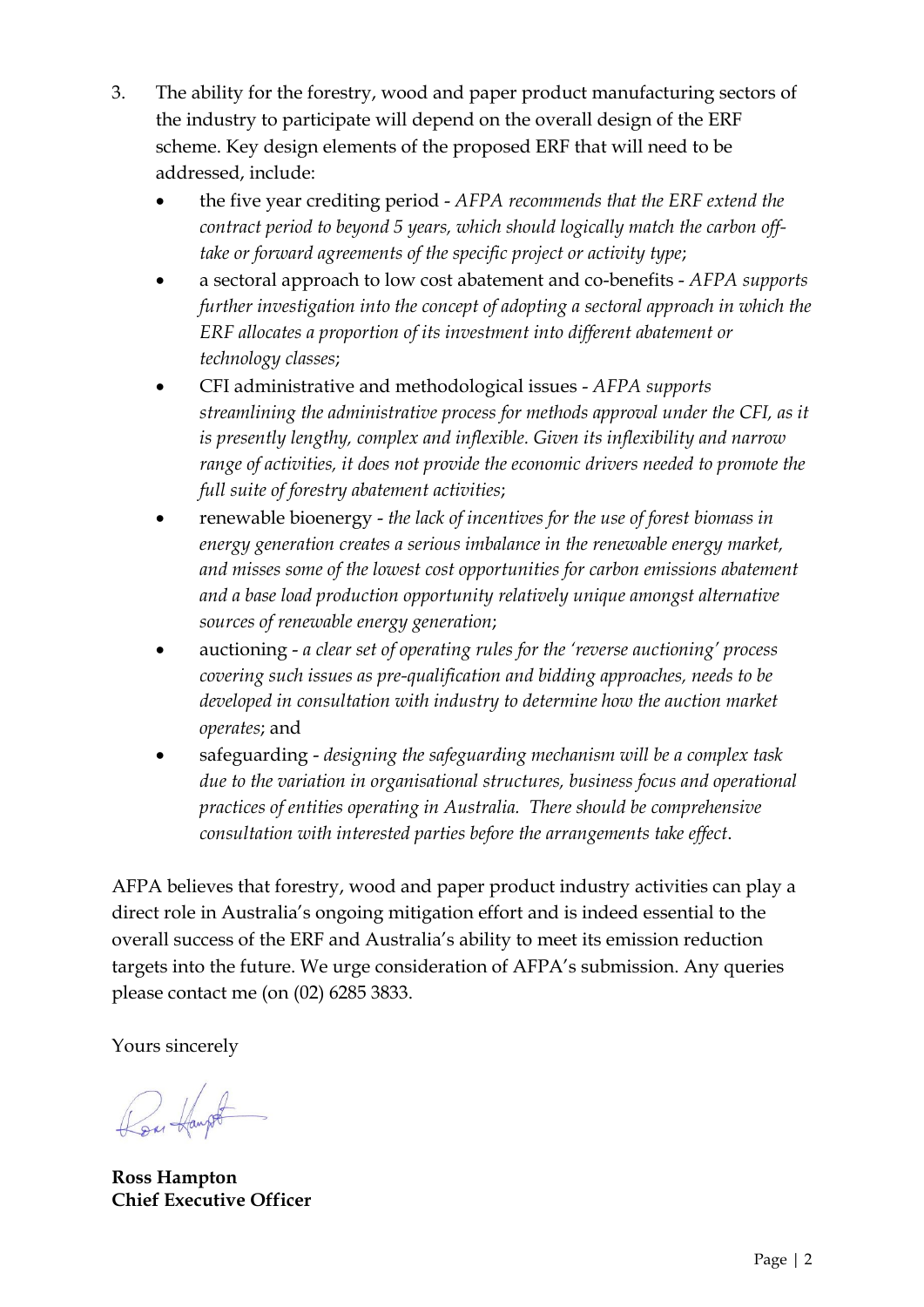3. The ability for the forestry, wood and paper product manufacturing sectors of the industry to participate will depend on the overall design of the ERF scheme. Key design elements of the proposed ERF that will need to be addressed, include:
   - the five year crediting period - *AFPA recommends that the ERF extend the contract period to beyond 5 years, which should logically match the carbon off-take or forward agreements of the specific project or activity type*;
   - a sectoral approach to low cost abatement and co-benefits - *AFPA supports further investigation into the concept of adopting a sectoral approach in which the ERF allocates a proportion of its investment into different abatement or technology classes*;
   - CFI administrative and methodological issues - *AFPA supports streamlining the administrative process for methods approval under the CFI, as it is presently lengthy, complex and inflexible. Given its inflexibility and narrow range of activities, it does not provide the economic drivers needed to promote the full suite of forestry abatement activities*;
   - renewable bioenergy - *the lack of incentives for the use of forest biomass in energy generation creates a serious imbalance in the renewable energy market, and misses some of the lowest cost opportunities for carbon emissions abatement and a base load production opportunity relatively unique amongst alternative sources of renewable energy generation*;
   - auctioning - *a clear set of operating rules for the 'reverse auctioning' process covering such issues as pre-qualification and bidding approaches, needs to be developed in consultation with industry to determine how the auction market operates*; and
   - safeguarding - *designing the safeguarding mechanism will be a complex task due to the variation in organisational structures, business focus and operational practices of entities operating in Australia. There should be comprehensive consultation with interested parties before the arrangements take effect*.

AFPA believes that forestry, wood and paper product industry activities can play a direct role in Australia's ongoing mitigation effort and is indeed essential to the overall success of the ERF and Australia's ability to meet its emission reduction targets into the future. We urge consideration of AFPA's submission. Any queries please contact me (on (02) 6285 3833.

Yours sincerely

**Ross Hampton**
**Chief Executive Officer**